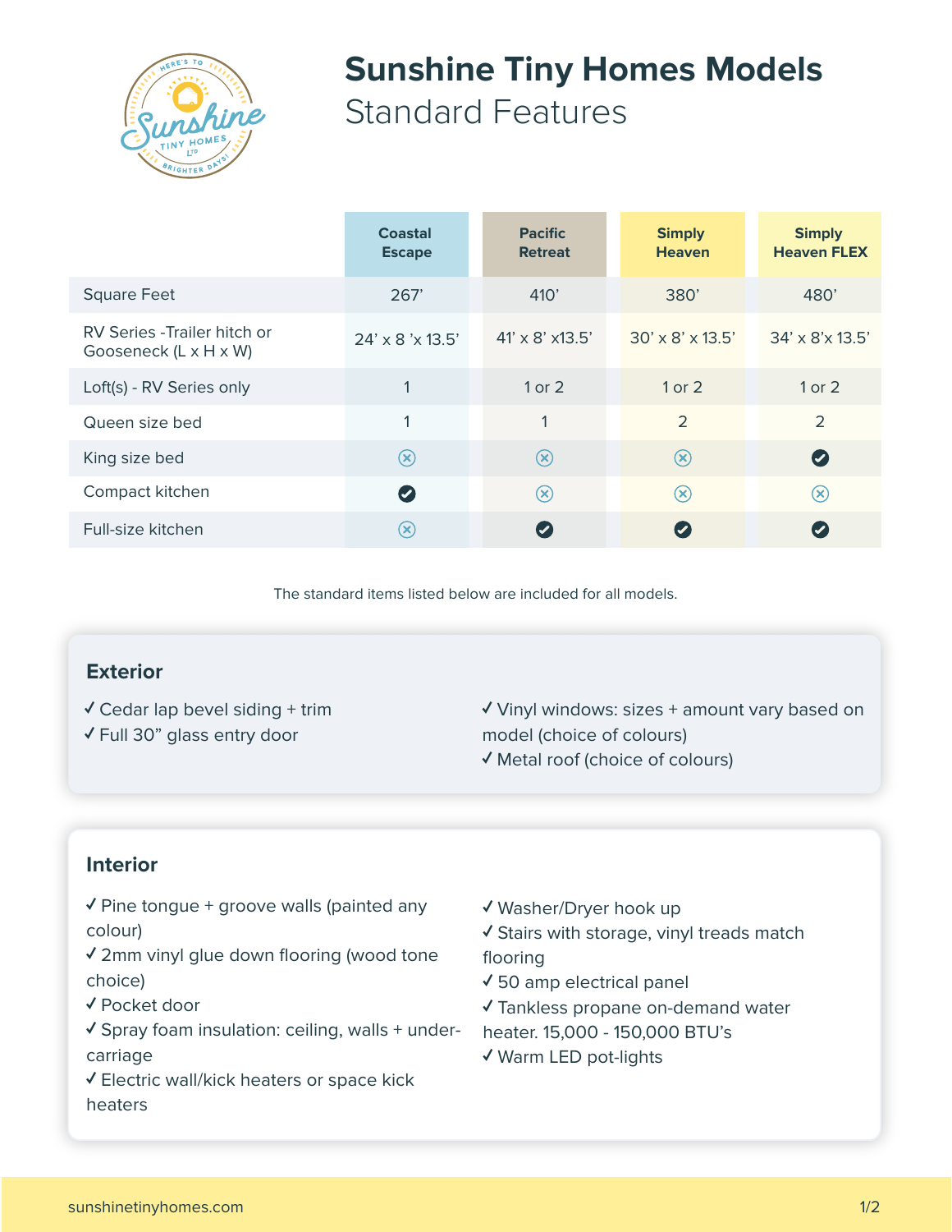# Sunshine Tiny Homes Models

## Standard Features

| | Coastal Escape | Pacific Retreat | Simply Heaven | Simply Heaven FLEX |
|---|---|---|---|---|
| Square Feet | 267’ | 410’ | 380’ | 480’ |
| RV Series -Trailer hitch or Gooseneck (L x H x W) | 24’ x 8 ’x 13.5’ | 41’ x 8’ x13.5’ | 30’ x 8’ x 13.5’ | 34’ x 8’x 13.5’ |
| Loft(s) - RV Series only | 1 | 1 or 2 | 1 or 2 | 1 or 2 |
| Queen size bed | 1 | 1 | 2 | 2 |
| King size bed | ✗ | ✗ | ✗ | ✓ |
| Compact kitchen | ✓ | ✗ | ✗ | ✗ |
| Full-size kitchen | ✗ | ✓ | ✓ | ✓ |

The standard items listed below are included for all models.

### Exterior

✓ Cedar lap bevel siding + trim
✓ Full 30” glass entry door
✓ Vinyl windows: sizes + amount vary based on model (choice of colours)
✓ Metal roof (choice of colours)

### Interior

✓ Pine tongue + groove walls (painted any colour)
✓ 2mm vinyl glue down flooring (wood tone choice)
✓ Pocket door
✓ Spray foam insulation: ceiling, walls + under-carriage
✓ Electric wall/kick heaters or space kick heaters
✓ Washer/Dryer hook up
✓ Stairs with storage, vinyl treads match flooring
✓ 50 amp electrical panel
✓ Tankless propane on-demand water heater. 15,000 - 150,000 BTU’s
✓ Warm LED pot-lights

sunshinetinyhomes.com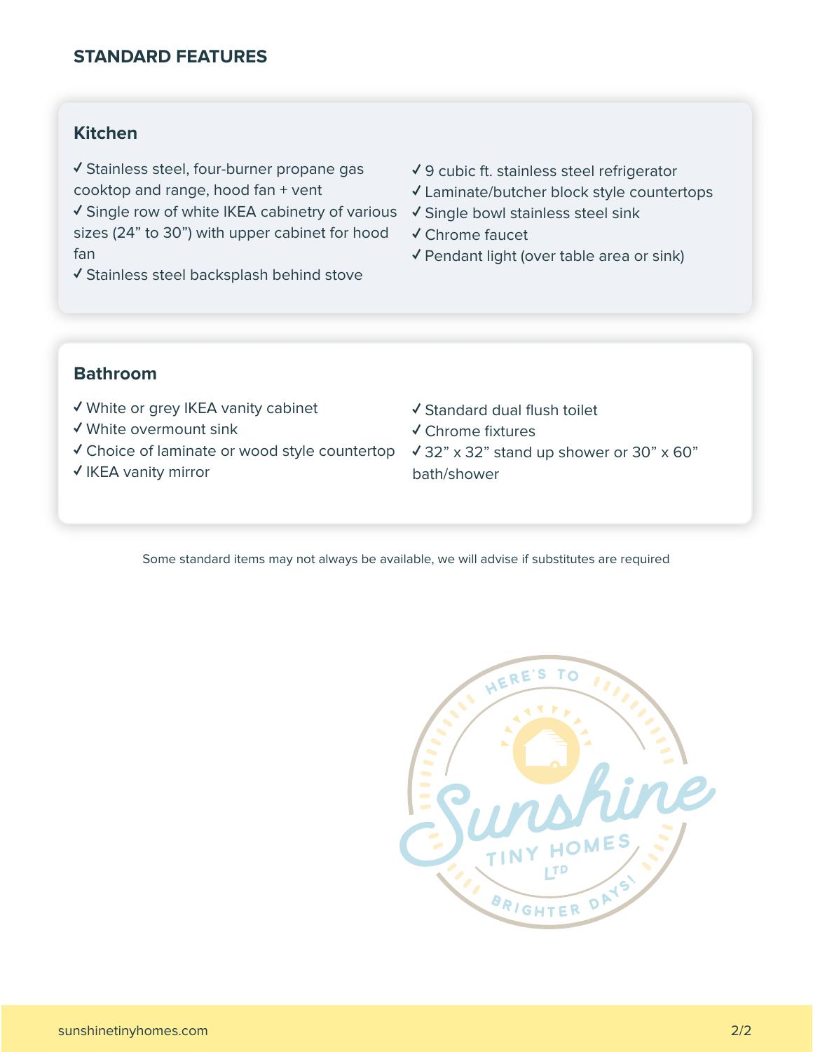## STANDARD FEATURES

### Kitchen

- ✓ Stainless steel, four-burner propane gas cooktop and range, hood fan + vent
- ✓ Single row of white IKEA cabinetry of various sizes (24” to 30”) with upper cabinet for hood fan
- ✓ Stainless steel backsplash behind stove
- ✓ 9 cubic ft. stainless steel refrigerator
- ✓ Laminate/butcher block style countertops
- ✓ Single bowl stainless steel sink
- ✓ Chrome faucet
- ✓ Pendant light (over table area or sink)

### Bathroom

- ✓ White or grey IKEA vanity cabinet
- ✓ White overmount sink
- ✓ Choice of laminate or wood style countertop
- ✓ IKEA vanity mirror
- ✓ Standard dual flush toilet
- ✓ Chrome fixtures
- ✓ 32” x 32” stand up shower or 30” x 60” bath/shower

Some standard items may not always be available, we will advise if substitutes are required

HERE'S TO Sunshine TINY HOMES LTD BRIGHTER DAYS!

sunshinetinyhomes.com